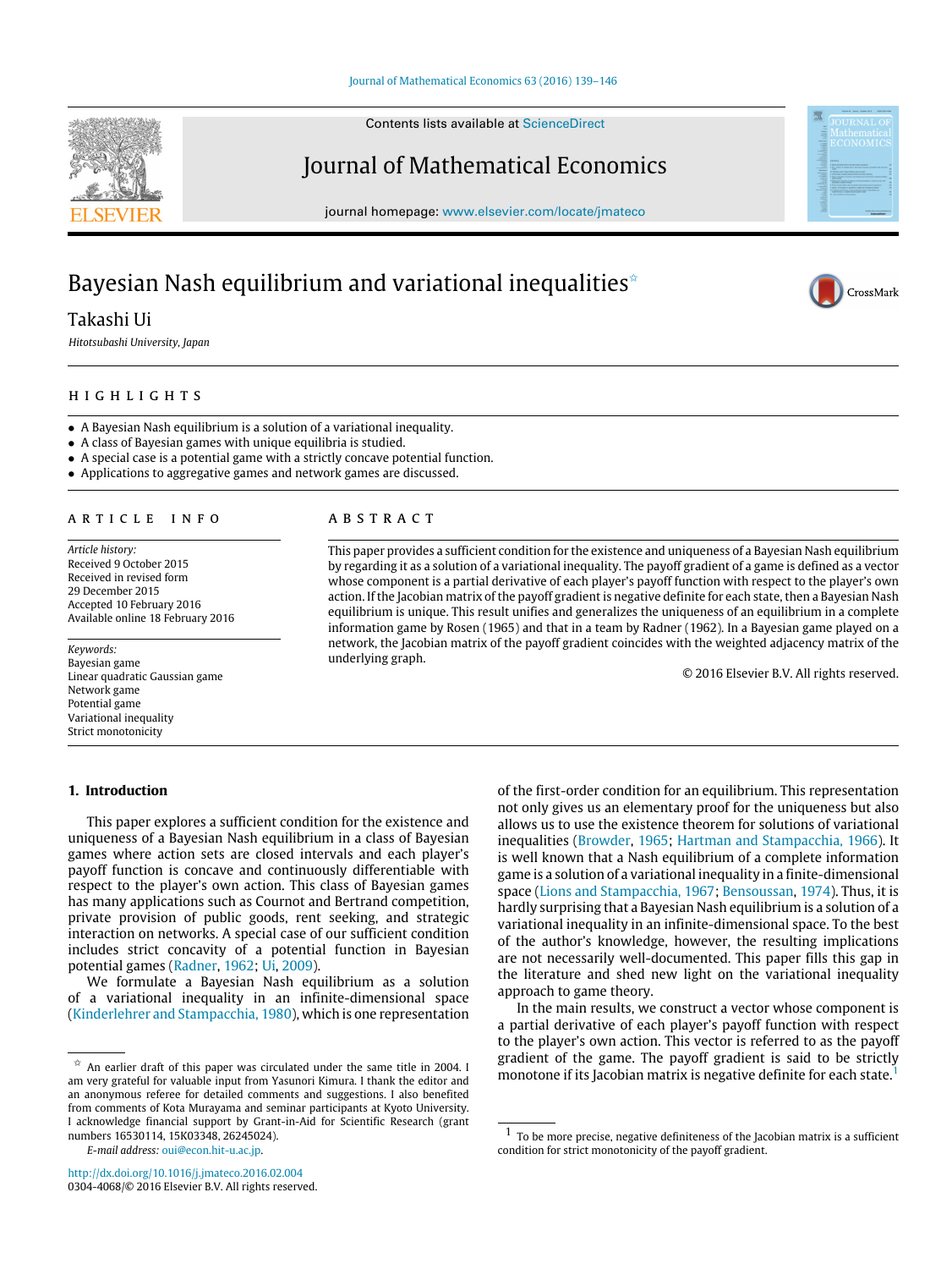# Bayesian Nash equilibrium and variational inequalities[☆]

Takashi Ui

*Hitotsubashi University, Japan*

## HIGHLIGHTS

- A Bayesian Nash equilibrium is a solution of a variational inequality.
- A class of Bayesian games with unique equilibria is studied.
- A special case is a potential game with a strictly concave potential function.
- Applications to aggregative games and network games are discussed.

## ARTICLE INFO

*Article history:*
Received 9 October 2015
Received in revised form
29 December 2015
Accepted 10 February 2016
Available online 18 February 2016

*Keywords:*
Bayesian game
Linear quadratic Gaussian game
Network game
Potential game
Variational inequality
Strict monotonicity

## ABSTRACT

This paper provides a sufficient condition for the existence and uniqueness of a Bayesian Nash equilibrium by regarding it as a solution of a variational inequality. The payoff gradient of a game is defined as a vector whose component is a partial derivative of each player's payoff function with respect to the player's own action. If the Jacobian matrix of the payoff gradient is negative definite for each state, then a Bayesian Nash equilibrium is unique. This result unifies and generalizes the uniqueness of an equilibrium in a complete information game by Rosen (1965) and that in a team by Radner (1962). In a Bayesian game played on a network, the Jacobian matrix of the payoff gradient coincides with the weighted adjacency matrix of the underlying graph.

© 2016 Elsevier B.V. All rights reserved.

## 1. Introduction

This paper explores a sufficient condition for the existence and uniqueness of a Bayesian Nash equilibrium in a class of Bayesian games where action sets are closed intervals and each player's payoff function is concave and continuously differentiable with respect to the player's own action. This class of Bayesian games has many applications such as Cournot and Bertrand competition, private provision of public goods, rent seeking, and strategic interaction on networks. A special case of our sufficient condition includes strict concavity of a potential function in Bayesian potential games (Radner, 1962; Ui, 2009).

We formulate a Bayesian Nash equilibrium as a solution of a variational inequality in an infinite-dimensional space (Kinderlehrer and Stampacchia, 1980), which is one representation of the first-order condition for an equilibrium. This representation not only gives us an elementary proof for the uniqueness but also allows us to use the existence theorem for solutions of variational inequalities (Browder, 1965; Hartman and Stampacchia, 1966). It is well known that a Nash equilibrium of a complete information game is a solution of a variational inequality in a finite-dimensional space (Lions and Stampacchia, 1967; Bensoussan, 1974). Thus, it is hardly surprising that a Bayesian Nash equilibrium is a solution of a variational inequality in an infinite-dimensional space. To the best of the author's knowledge, however, the resulting implications are not necessarily well-documented. This paper fills this gap in the literature and shed new light on the variational inequality approach to game theory.

In the main results, we construct a vector whose component is a partial derivative of each player's payoff function with respect to the player's own action. This vector is referred to as the payoff gradient of the game. The payoff gradient is said to be strictly monotone if its Jacobian matrix is negative definite for each state.[1]

---

[☆] An earlier draft of this paper was circulated under the same title in 2004. I am very grateful for valuable input from Yasunori Kimura. I thank the editor and an anonymous referee for detailed comments and suggestions. I also benefited from comments of Kota Murayama and seminar participants at Kyoto University. I acknowledge financial support by Grant-in-Aid for Scientific Research (grant numbers 16530114, 15K03348, 26245024).

*E-mail address:* oui@econ.hit-u.ac.jp.

[1] To be more precise, negative definiteness of the Jacobian matrix is a sufficient condition for strict monotonicity of the payoff gradient.

http://dx.doi.org/10.1016/j.jmateco.2016.02.004
0304-4068/© 2016 Elsevier B.V. All rights reserved.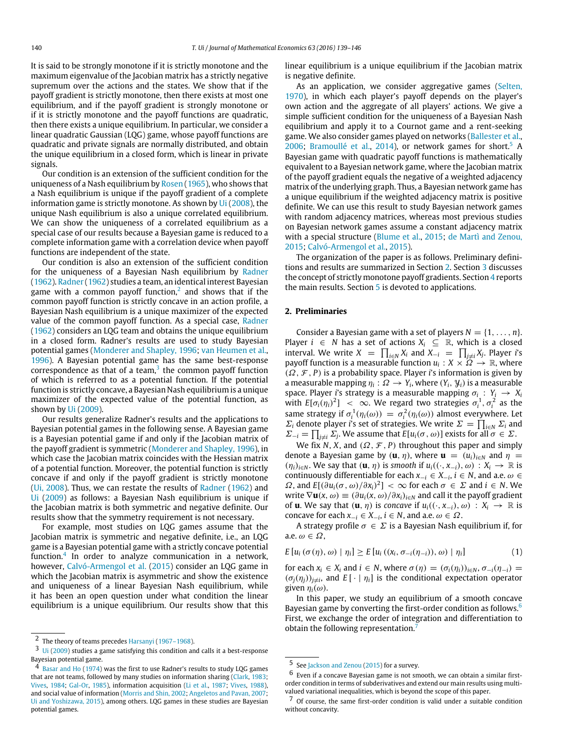It is said to be strongly monotone if it is strictly monotone and the maximum eigenvalue of the Jacobian matrix has a strictly negative supremum over the actions and the states. We show that if the payoff gradient is strictly monotone, then there exists at most one equilibrium, and if the payoff gradient is strongly monotone or if it is strictly monotone and the payoff functions are quadratic, then there exists a unique equilibrium. In particular, we consider a linear quadratic Gaussian (LQG) game, whose payoff functions are quadratic and private signals are normally distributed, and obtain the unique equilibrium in a closed form, which is linear in private signals.

Our condition is an extension of the sufficient condition for the uniqueness of a Nash equilibrium by Rosen (1965), who shows that a Nash equilibrium is unique if the payoff gradient of a complete information game is strictly monotone. As shown by Ui (2008), the unique Nash equilibrium is also a unique correlated equilibrium. We can show the uniqueness of a correlated equilibrium as a special case of our results because a Bayesian game is reduced to a complete information game with a correlation device when payoff functions are independent of the state.

Our condition is also an extension of the sufficient condition for the uniqueness of a Bayesian Nash equilibrium by Radner (1962). Radner (1962) studies a team, an identical interest Bayesian game with a common payoff function,[2] and shows that if the common payoff function is strictly concave in an action profile, a Bayesian Nash equilibrium is a unique maximizer of the expected value of the common payoff function. As a special case, Radner (1962) considers an LQG team and obtains the unique equilibrium in a closed form. Radner's results are used to study Bayesian potential games (Monderer and Shapley, 1996; van Heumen et al., 1996). A Bayesian potential game has the same best-response correspondence as that of a team,[3] the common payoff function of which is referred to as a potential function. If the potential function is strictly concave, a Bayesian Nash equilibrium is a unique maximizer of the expected value of the potential function, as shown by Ui (2009).

Our results generalize Radner's results and the applications to Bayesian potential games in the following sense. A Bayesian game is a Bayesian potential game if and only if the Jacobian matrix of the payoff gradient is symmetric (Monderer and Shapley, 1996), in which case the Jacobian matrix coincides with the Hessian matrix of a potential function. Moreover, the potential function is strictly concave if and only if the payoff gradient is strictly monotone (Ui, 2008). Thus, we can restate the results of Radner (1962) and Ui (2009) as follows: a Bayesian Nash equilibrium is unique if the Jacobian matrix is both symmetric and negative definite. Our results show that the symmetry requirement is not necessary.

For example, most studies on LQG games assume that the Jacobian matrix is symmetric and negative definite, i.e., an LQG game is a Bayesian potential game with a strictly concave potential function.[4] In order to analyze communication in a network, however, Calvó-Armengol et al. (2015) consider an LQG game in which the Jacobian matrix is asymmetric and show the existence and uniqueness of a linear Bayesian Nash equilibrium, while it has been an open question under what condition the linear equilibrium is a unique equilibrium. Our results show that this linear equilibrium is a unique equilibrium if the Jacobian matrix is negative definite.

As an application, we consider aggregative games (Selten, 1970), in which each player's payoff depends on the player's own action and the aggregate of all players' actions. We give a simple sufficient condition for the uniqueness of a Bayesian Nash equilibrium and apply it to a Cournot game and a rent-seeking game. We also consider games played on networks (Ballester et al., 2006; Bramoullé et al., 2014), or network games for short.[5] A Bayesian game with quadratic payoff functions is mathematically equivalent to a Bayesian network game, where the Jacobian matrix of the payoff gradient equals the negative of a weighted adjacency matrix of the underlying graph. Thus, a Bayesian network game has a unique equilibrium if the weighted adjacency matrix is positive definite. We can use this result to study Bayesian network games with random adjacency matrices, whereas most previous studies on Bayesian network games assume a constant adjacency matrix with a special structure (Blume et al., 2015; de Martì and Zenou, 2015; Calvó-Armengol et al., 2015).

The organization of the paper is as follows. Preliminary definitions and results are summarized in Section 2. Section 3 discusses the concept of strictly monotone payoff gradients. Section 4 reports the main results. Section 5 is devoted to applications.

## 2. Preliminaries

Consider a Bayesian game with a set of players $N = \{1, \ldots, n\}$. Player $i \in N$ has a set of actions $X_i \subseteq \mathbb{R}$, which is a closed interval. We write $X = \prod_{i \in N} X_i$ and $X_{-i} = \prod_{j \neq i} X_j$. Player $i$'s payoff function is a measurable function $u_i : X \times \Omega \to \mathbb{R}$, where $(\Omega, \mathcal{F}, P)$ is a probability space. Player $i$'s information is given by a measurable mapping $\eta_i : \Omega \to Y_i$, where $(Y_i, \mathcal{Y}_i)$ is a measurable space. Player $i$'s strategy is a measurable mapping $\sigma_i : Y_i \to X_i$ with $E[\sigma_i(\eta_i)^2] < \infty$. We regard two strategies $\sigma_i^1, \sigma_i^2$ as the same strategy if $\sigma_i^1(\eta_i(\omega)) = \sigma_i^2(\eta_i(\omega))$ almost everywhere. Let $\Sigma_i$ denote player $i$'s set of strategies. We write $\Sigma = \prod_{i \in N} \Sigma_i$ and $\Sigma_{-i} = \prod_{j \neq i} \Sigma_j$. We assume that $E[u_i(\sigma, \omega)]$ exists for all $\sigma \in \Sigma$.

We fix $N$, $X$, and $(\Omega, \mathcal{F}, P)$ throughout this paper and simply denote a Bayesian game by $(\mathbf{u}, \eta)$, where $\mathbf{u} = (u_i)_{i \in N}$ and $\eta = (\eta_i)_{i \in N}$. We say that $(\mathbf{u}, \eta)$ is *smooth* if $u_i((\cdot, x_{-i}), \omega) : X_i \to \mathbb{R}$ is continuously differentiable for each $x_{-i} \in X_{-i}$, $i \in N$, and a.e. $\omega \in \Omega$, and $E[(\partial u_i(\sigma, \omega)/\partial x_i)^2] < \infty$ for each $\sigma \in \Sigma$ and $i \in N$. We write $\nabla \mathbf{u}(x, \omega) \equiv (\partial u_i(x, \omega)/\partial x_i)_{i \in N}$ and call it the payoff gradient of $\mathbf{u}$. We say that $(\mathbf{u}, \eta)$ is *concave* if $u_i((\cdot, x_{-i}), \omega) : X_i \to \mathbb{R}$ is concave for each $x_{-i} \in X_{-i}$, $i \in N$, and a.e. $\omega \in \Omega$.

A strategy profile $\sigma \in \Sigma$ is a Bayesian Nash equilibrium if, for a.e. $\omega \in \Omega$,

$$E\left[u_i\left(\sigma(\eta), \omega\right) \mid \eta_i\right] \geq E\left[u_i\left((x_i, \sigma_{-i}(\eta_{-i})), \omega\right) \mid \eta_i\right] \tag{1}$$

for each $x_i \in X_i$ and $i \in N$, where $\sigma(\eta) = (\sigma_i(\eta_i))_{i \in N}$, $\sigma_{-i}(\eta_{-i}) = (\sigma_j(\eta_j))_{j \neq i}$, and $E[\,\cdot \mid \eta_i]$ is the conditional expectation operator given $\eta_i(\omega)$.

In this paper, we study an equilibrium of a smooth concave Bayesian game by converting the first-order condition as follows.[6] First, we exchange the order of integration and differentiation to obtain the following representation.[7]

---

[2] The theory of teams precedes Harsanyi (1967–1968).

[3] Ui (2009) studies a game satisfying this condition and calls it a best-response Bayesian potential game.

[4] Basar and Ho (1974) was the first to use Radner's results to study LQG games that are not teams, followed by many studies on information sharing (Clark, 1983; Vives, 1984; Gal-Or, 1985), information acquisition (Li et al., 1987; Vives, 1988), and social value of information (Morris and Shin, 2002; Angeletos and Pavan, 2007; Ui and Yoshizawa, 2015), among others. LQG games in these studies are Bayesian potential games.

[5] See Jackson and Zenou (2015) for a survey.

[6] Even if a concave Bayesian game is not smooth, we can obtain a similar first-order condition in terms of subderivatives and extend our main results using multi-valued variational inequalities, which is beyond the scope of this paper.

[7] Of course, the same first-order condition is valid under a suitable condition without concavity.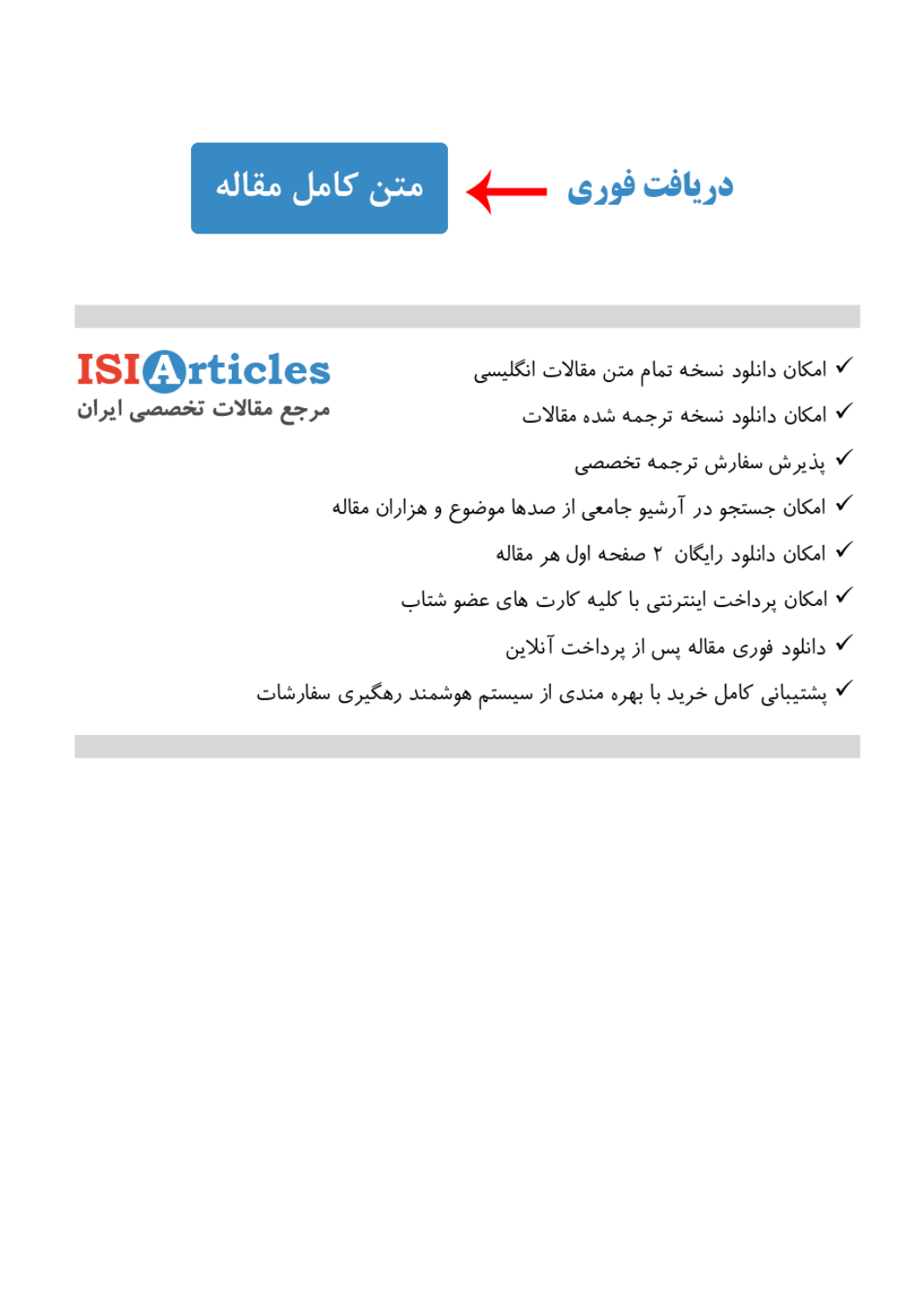دریافت فوری ← متن کامل مقاله

ISIArticles
مرجع مقالات تخصصی ایران

- ✓ امکان دانلود نسخه تمام متن مقالات انگلیسی
- ✓ امکان دانلود نسخه ترجمه شده مقالات
- ✓ پذیرش سفارش ترجمه تخصصی
- ✓ امکان جستجو در آرشیو جامعی از صدها موضوع و هزاران مقاله
- ✓ امکان دانلود رایگان ۲ صفحه اول هر مقاله
- ✓ امکان پرداخت اینترنتی با کلیه کارت های عضو شتاب
- ✓ دانلود فوری مقاله پس از پرداخت آنلاین
- ✓ پشتیبانی کامل خرید با بهره مندی از سیستم هوشمند رهگیری سفارشات